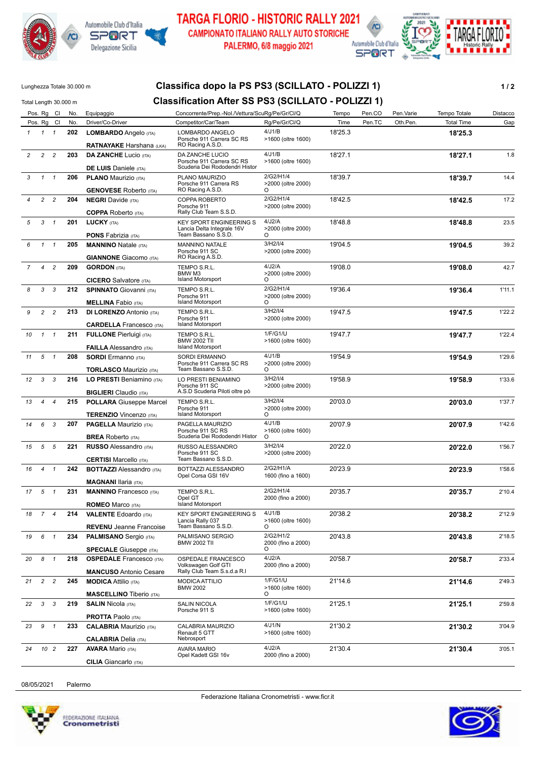# TARGA FLORIO - HISTORIC RALLY 2021

## CAMPIONATO ITALIANO RALLY AUTO STORICHE

PALERMO, 6/8 maggio 2021

Lunghezza Totale 30.000 m

Total Length 30.000 m

## Classifica dopo la PS PS3 (SCILLATO - POLIZZI 1)

## Classification After SS PS3 (SCILLATO - POLIZZI 1)

| Pos. | Rg | Cl | No. | Equipaggio / Driver/Co-Driver | Concorrente/Prep.-Nol./Vettura / Competitor/Car/Team | ScuRg/Pe/Gr/Cl/Q / Rg/Pe/Gr/Cl/Q | Tempo / Time | Pen.CO / Pen.TC | Pen.Varie / Oth.Pen. | Tempo Totale / Total Time | Distacco / Gap |
|---|---|---|---|---|---|---|---|---|---|---|---|
| 1 | 1 | 1 | 202 | **LOMBARDO** Angelo (ITA) / **RATNAYAKE** Harshana (LKA) | LOMBARDO ANGELO / Porsche 911 Carrera SC RS / RO Racing A.S.D. | 4/J1/B / >1600 (oltre 1600) | 18'25.3 | | | **18'25.3** | |
| 2 | 2 | 2 | 203 | **DA ZANCHE** Lucio (ITA) / **DE LUIS** Daniele (ITA) | DA ZANCHE LUCIO / Porsche 911 Carrera SC RS / Scuderia Dei Rododendri Histor | 4/J1/B / >1600 (oltre 1600) | 18'27.1 | | | **18'27.1** | 1.8 |
| 3 | 1 | 1 | 206 | **PLANO** Maurizio (ITA) / **GENOVESE** Roberto (ITA) | PLANO MAURIZIO / Porsche 911 Carrera RS / RO Racing A.S.D. | 2/G2/H1/4 / >2000 (oltre 2000) / O | 18'39.7 | | | **18'39.7** | 14.4 |
| 4 | 2 | 2 | 204 | **NEGRI** Davide (ITA) / **COPPA** Roberto (ITA) | COPPA ROBERTO / Porsche 911 / Rally Club Team S.S.D. | 2/G2/H1/4 / >2000 (oltre 2000) | 18'42.5 | | | **18'42.5** | 17.2 |
| 5 | 3 | 1 | 201 | **LUCKY** (ITA) / **PONS** Fabrizia (ITA) | KEY SPORT ENGINEERING S / Lancia Delta Integrale 16V / Team Bassano S.S.D. | 4/J2/A / >2000 (oltre 2000) / O | 18'48.8 | | | **18'48.8** | 23.5 |
| 6 | 1 | 1 | 205 | **MANNINO** Natale (ITA) / **GIANNONE** Giacomo (ITA) | MANNINO NATALE / Porsche 911 SC / RO Racing A.S.D. | 3/H2/I/4 / >2000 (oltre 2000) | 19'04.5 | | | **19'04.5** | 39.2 |
| 7 | 4 | 2 | 209 | **GORDON** (ITA) / **CICERO** Salvatore (ITA) | TEMPO S.R.L. / BMW M3 / Island Motorsport | 4/J2/A / >2000 (oltre 2000) / O | 19'08.0 | | | **19'08.0** | 42.7 |
| 8 | 3 | 3 | 212 | **SPINNATO** Giovanni (ITA) / **MELLINA** Fabio (ITA) | TEMPO S.R.L. / Porsche 911 / Island Motorsport | 2/G2/H1/4 / >2000 (oltre 2000) / O | 19'36.4 | | | **19'36.4** | 1'11.1 |
| 9 | 2 | 2 | 213 | **DI LORENZO** Antonio (ITA) / **CARDELLA** Francesco (ITA) | TEMPO S.R.L. / Porsche 911 / Island Motorsport | 3/H2/I/4 / >2000 (oltre 2000) | 19'47.5 | | | **19'47.5** | 1'22.2 |
| 10 | 1 | 1 | 211 | **FULLONE** Pierluigi (ITA) / **FAILLA** Alessandro (ITA) | TEMPO S.R.L. / BMW 2002 TII / Island Motorsport | 1/F/G1/U / >1600 (oltre 1600) | 19'47.7 | | | **19'47.7** | 1'22.4 |
| 11 | 5 | 1 | 208 | **SORDI** Ermanno (ITA) / **TORLASCO** Maurizio (ITA) | SORDI ERMANNO / Porsche 911 Carrera SC RS / Team Bassano S.S.D. | 4/J1/B / >2000 (oltre 2000) / O | 19'54.9 | | | **19'54.9** | 1'29.6 |
| 12 | 3 | 3 | 216 | **LO PRESTI** Beniamino (ITA) / **BIGLIERI** Claudio (ITA) | LO PRESTI BENIAMINO / Porsche 911 SC / A.S.D Scuderia Piloti oltre pò | 3/H2/I/4 / >2000 (oltre 2000) | 19'58.9 | | | **19'58.9** | 1'33.6 |
| 13 | 4 | 4 | 215 | **POLLARA** Giuseppe Marcel / **TERENZIO** Vincenzo (ITA) | TEMPO S.R.L. / Porsche 911 / Island Motorsport | 3/H2/I/4 / >2000 (oltre 2000) / O | 20'03.0 | | | **20'03.0** | 1'37.7 |
| 14 | 6 | 3 | 207 | **PAGELLA** Maurizio (ITA) / **BREA** Roberto (ITA) | PAGELLA MAURIZIO / Porsche 911 SC RS / Scuderia Dei Rododendri Histor | 4/J1/B / >1600 (oltre 1600) / O | 20'07.9 | | | **20'07.9** | 1'42.6 |
| 15 | 5 | 5 | 221 | **RUSSO** Alessandro (ITA) / **CERTISI** Marcello (ITA) | RUSSO ALESSANDRO / Porsche 911 SC / Team Bassano S.S.D. | 3/H2/I/4 / >2000 (oltre 2000) | 20'22.0 | | | **20'22.0** | 1'56.7 |
| 16 | 4 | 1 | 242 | **BOTTAZZI** Alessandro (ITA) / **MAGNANI** Ilaria (ITA) | BOTTAZZI ALESSANDRO / Opel Corsa GSI 16V | 2/G2/H1/A / 1600 (fino a 1600) | 20'23.9 | | | **20'23.9** | 1'58.6 |
| 17 | 5 | 1 | 231 | **MANNINO** Francesco (ITA) / **ROMEO** Marco (ITA) | TEMPO S.R.L. / Opel GT / Island Motorsport | 2/G2/H1/4 / 2000 (fino a 2000) | 20'35.7 | | | **20'35.7** | 2'10.4 |
| 18 | 7 | 4 | 214 | **VALENTE** Edoardo (ITA) / **REVENU** Jeanne Francoise | KEY SPORT ENGINEERING S / Lancia Rally 037 / Team Bassano S.S.D. | 4/J1/B / >1600 (oltre 1600) / O | 20'38.2 | | | **20'38.2** | 2'12.9 |
| 19 | 6 | 1 | 234 | **PALMISANO** Sergio (ITA) / **SPECIALE** Giuseppe (ITA) | PALMISANO SERGIO / BMW 2002 TII | 2/G2/H1/2 / 2000 (fino a 2000) / O | 20'43.8 | | | **20'43.8** | 2'18.5 |
| 20 | 8 | 1 | 218 | **OSPEDALE** Francesco (ITA) / **MANCUSO** Antonio Cesare | OSPEDALE FRANCESCO / Volkswagen Golf GTI / Rally Club Team S.s.d.a R.l | 4/J2/A / 2000 (fino a 2000) | 20'58.7 | | | **20'58.7** | 2'33.4 |
| 21 | 2 | 2 | 245 | **MODICA** Attilio (ITA) / **MASCELLINO** Tiberio (ITA) | MODICA ATTILIO / BMW 2002 | 1/F/G1/U / >1600 (oltre 1600) / O | 21'14.6 | | | **21'14.6** | 2'49.3 |
| 22 | 3 | 3 | 219 | **SALIN** Nicola (ITA) / **PROTTA** Paolo (ITA) | SALIN NICOLA / Porsche 911 S | 1/F/G1/U / >1600 (oltre 1600) | 21'25.1 | | | **21'25.1** | 2'59.8 |
| 23 | 9 | 1 | 233 | **CALABRIA** Maurizio (ITA) / **CALABRIA** Delia (ITA) | CALABRIA MAURIZIO / Renault 5 GTT / Nebrosport | 4/J1/N / >1600 (oltre 1600) | 21'30.2 | | | **21'30.2** | 3'04.9 |
| 24 | 10 | 2 | 227 | **AVARA** Mario (ITA) / **CILIA** Giancarlo (ITA) | AVARA MARIO / Opel Kadett GSI 16v | 4/J2/A / 2000 (fino a 2000) | 21'30.4 | | | **21'30.4** | 3'05.1 |

08/05/2021 Palermo

Federazione Italiana Cronometristi - www.ficr.it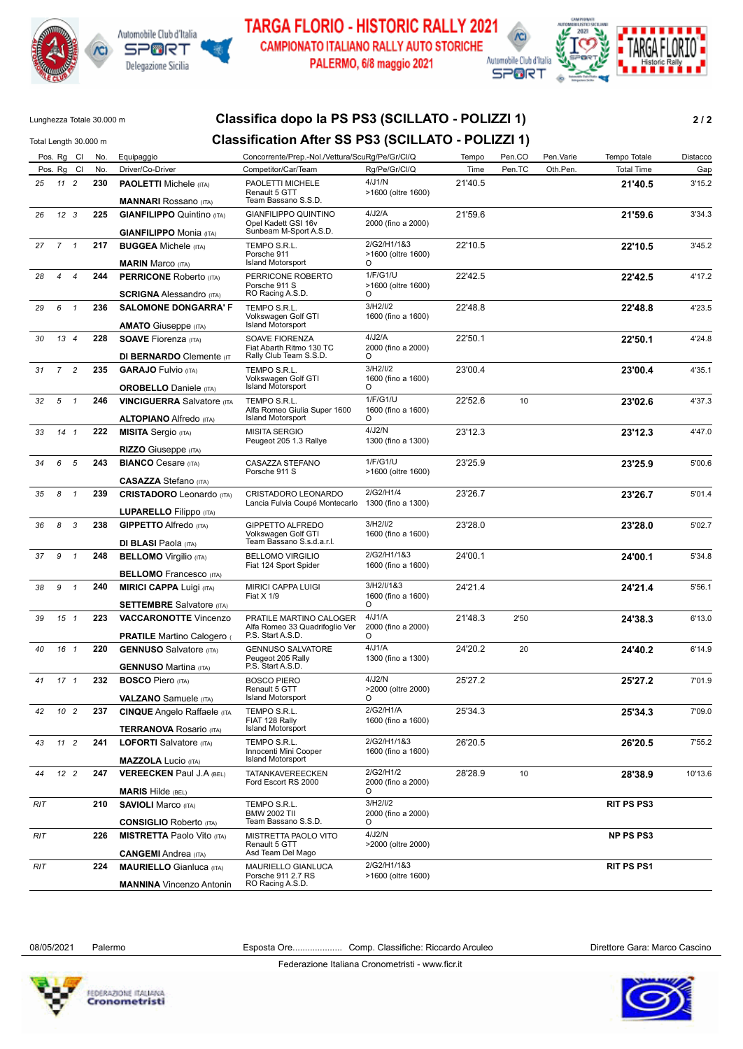# TARGA FLORIO - HISTORIC RALLY 2021

## CAMPIONATO ITALIANO RALLY AUTO STORICHE

PALERMO, 6/8 maggio 2021

Lunghezza Totale 30.000 m

Total Length 30.000 m

## Classifica dopo la PS PS3 (SCILLATO - POLIZZI 1)

## Classification After SS PS3 (SCILLATO - POLIZZI 1)

| Pos. | Rg | Cl | No. | Equipaggio / Driver/Co-Driver | Concorrente/Prep.-Nol./Vettura/Scu / Competitor/Car/Team | Rg/Pe/Gr/Cl/Q | Tempo / Time | Pen.CO / Pen.TC | Pen.Varie / Oth.Pen. | Tempo Totale / Total Time | Distacco / Gap |
|---|---|---|---|---|---|---|---|---|---|---|---|
| 25 | 11 | 2 | 230 | **PAOLETTI** Michele (ITA) / **MANNARI** Rossano (ITA) | PAOLETTI MICHELE / Renault 5 GTT / Team Bassano S.S.D. | 4/J1/N / >1600 (oltre 1600) | 21'40.5 | | | **21'40.5** | 3'15.2 |
| 26 | 12 | 3 | 225 | **GIANFILIPPO** Quintino (ITA) / **GIANFILIPPO** Monia (ITA) | GIANFILIPPO QUINTINO / Opel Kadett GSI 16v / Sunbeam M-Sport A.S.D. | 4/J2/A / 2000 (fino a 2000) | 21'59.6 | | | **21'59.6** | 3'34.3 |
| 27 | 7 | 1 | 217 | **BUGGEA** Michele (ITA) / **MARIN** Marco (ITA) | TEMPO S.R.L. / Porsche 911 / Island Motorsport | 2/G2/H1/1&3 / >1600 (oltre 1600) / O | 22'10.5 | | | **22'10.5** | 3'45.2 |
| 28 | 4 | 4 | 244 | **PERRICONE** Roberto (ITA) / **SCRIGNA** Alessandro (ITA) | PERRICONE ROBERTO / Porsche 911 S / RO Racing A.S.D. | 1/F/G1/U / >1600 (oltre 1600) / O | 22'42.5 | | | **22'42.5** | 4'17.2 |
| 29 | 6 | 1 | 236 | **SALOMONE DONGARRA'** F / **AMATO** Giuseppe (ITA) | TEMPO S.R.L. / Volkswagen Golf GTI / Island Motorsport | 3/H2/I/2 / 1600 (fino a 1600) | 22'48.8 | | | **22'48.8** | 4'23.5 |
| 30 | 13 | 4 | 228 | **SOAVE** Fiorenza (ITA) / **DI BERNARDO** Clemente (IT | SOAVE FIORENZA / Fiat Abarth Ritmo 130 TC / Rally Club Team S.S.D. | 4/J2/A / 2000 (fino a 2000) / O | 22'50.1 | | | **22'50.1** | 4'24.8 |
| 31 | 7 | 2 | 235 | **GARAJO** Fulvio (ITA) / **OROBELLO** Daniele (ITA) | TEMPO S.R.L. / Volkswagen Golf GTI / Island Motorsport | 3/H2/I/2 / 1600 (fino a 1600) / O | 23'00.4 | | | **23'00.4** | 4'35.1 |
| 32 | 5 | 1 | 246 | **VINCIGUERRA** Salvatore (ITA / **ALTOPIANO** Alfredo (ITA) | TEMPO S.R.L. / Alfa Romeo Giulia Super 1600 / Island Motorsport | 1/F/G1/U / 1600 (fino a 1600) / O | 22'52.6 | 10 | | **23'02.6** | 4'37.3 |
| 33 | 14 | 1 | 222 | **MISITA** Sergio (ITA) / **RIZZO** Giuseppe (ITA) | MISITA SERGIO / Peugeot 205 1.3 Rallye | 4/J2/N / 1300 (fino a 1300) | 23'12.3 | | | **23'12.3** | 4'47.0 |
| 34 | 6 | 5 | 243 | **BIANCO** Cesare (ITA) / **CASAZZA** Stefano (ITA) | CASAZZA STEFANO / Porsche 911 S | 1/F/G1/U / >1600 (oltre 1600) | 23'25.9 | | | **23'25.9** | 5'00.6 |
| 35 | 8 | 1 | 239 | **CRISTADORO** Leonardo (ITA) / **LUPARELLO** Filippo (ITA) | CRISTADORO LEONARDO / Lancia Fulvia Coupé Montecarlo | 2/G2/H1/4 / 1300 (fino a 1300) | 23'26.7 | | | **23'26.7** | 5'01.4 |
| 36 | 8 | 3 | 238 | **GIPPETTO** Alfredo (ITA) / **DI BLASI** Paola (ITA) | GIPPETTO ALFREDO / Volkswagen Golf GTI / Team Bassano S.s.d.a.r.l. | 3/H2/I/2 / 1600 (fino a 1600) | 23'28.0 | | | **23'28.0** | 5'02.7 |
| 37 | 9 | 1 | 248 | **BELLOMO** Virgilio (ITA) / **BELLOMO** Francesco (ITA) | BELLOMO VIRGILIO / Fiat 124 Sport Spider | 2/G2/H1/1&3 / 1600 (fino a 1600) | 24'00.1 | | | **24'00.1** | 5'34.8 |
| 38 | 9 | 1 | 240 | **MIRICI CAPPA** Luigi (ITA) / **SETTEMBRE** Salvatore (ITA) | MIRICI CAPPA LUIGI / Fiat X 1/9 | 3/H2/I/1&3 / 1600 (fino a 1600) / O | 24'21.4 | | | **24'21.4** | 5'56.1 |
| 39 | 15 | 1 | 223 | **VACCARONOTTE** Vincenzo / **PRATILE** Martino Calogero ( | PRATILE MARTINO CALOGER / Alfa Romeo 33 Quadrifoglio Ver / P.S. Start A.S.D. | 4/J1/A / 2000 (fino a 2000) / O | 21'48.3 | 2'50 | | **24'38.3** | 6'13.0 |
| 40 | 16 | 1 | 220 | **GENNUSO** Salvatore (ITA) / **GENNUSO** Martina (ITA) | GENNUSO SALVATORE / Peugeot 205 Rally / P.S. Start A.S.D. | 4/J1/A / 1300 (fino a 1300) | 24'20.2 | 20 | | **24'40.2** | 6'14.9 |
| 41 | 17 | 1 | 232 | **BOSCO** Piero (ITA) / **VALZANO** Samuele (ITA) | BOSCO PIERO / Renault 5 GTT / Island Motorsport | 4/J2/N / >2000 (oltre 2000) / O | 25'27.2 | | | **25'27.2** | 7'01.9 |
| 42 | 10 | 2 | 237 | **CINQUE** Angelo Raffaele (ITA / **TERRANOVA** Rosario (ITA) | TEMPO S.R.L. / FIAT 128 Rally / Island Motorsport | 2/G2/H1/A / 1600 (fino a 1600) | 25'34.3 | | | **25'34.3** | 7'09.0 |
| 43 | 11 | 2 | 241 | **LOFORTI** Salvatore (ITA) / **MAZZOLA** Lucio (ITA) | TEMPO S.R.L. / Innocenti Mini Cooper / Island Motorsport | 2/G2/H1/1&3 / 1600 (fino a 1600) | 26'20.5 | | | **26'20.5** | 7'55.2 |
| 44 | 12 | 2 | 247 | **VEREECKEN** Paul J.A (BEL) / **MARIS** Hilde (BEL) | TATANKAVEREECKEN / Ford Escort RS 2000 | 2/G2/H1/2 / 2000 (fino a 2000) / O | 28'28.9 | 10 | | **28'38.9** | 10'13.6 |
| RIT | | | 210 | **SAVIOLI** Marco (ITA) / **CONSIGLIO** Roberto (ITA) | TEMPO S.R.L. / BMW 2002 TII / Team Bassano S.S.D. | 3/H2/I/2 / 2000 (fino a 2000) / O | | | | **RIT PS PS3** | |
| RIT | | | 226 | **MISTRETTA** Paolo Vito (ITA) / **CANGEMI** Andrea (ITA) | MISTRETTA PAOLO VITO / Renault 5 GTT / Asd Team Del Mago | 4/J2/N / >2000 (oltre 2000) | | | | **NP PS PS3** | |
| RIT | | | 224 | **MAURIELLO** Gianluca (ITA) / **MANNINA** Vincenzo Antonin | MAURIELLO GIANLUCA / Porsche 911 2.7 RS / RO Racing A.S.D. | 2/G2/H1/1&3 / >1600 (oltre 1600) | | | | **RIT PS PS1** | |

08/05/2021 Palermo Esposta Ore.................... Comp. Classifiche: Riccardo Arculeo Direttore Gara: Marco Cascino

Federazione Italiana Cronometristi - www.ficr.it